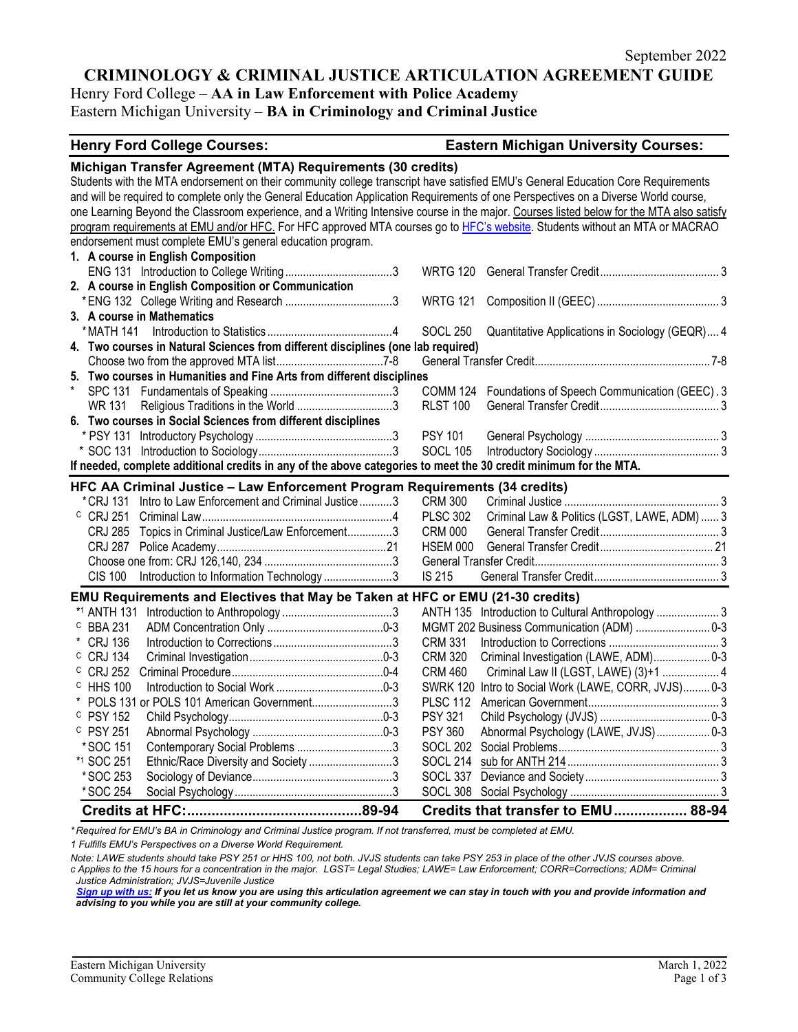September 2022

# CRIMINOLOGY & CRIMINAL JUSTICE ARTICULATION AGREEMENT GUIDE

Henry Ford College – **AA in Law Enforcement with Police Academy**
Eastern Michigan University – **BA in Criminology and Criminal Justice**

| Henry Ford College Courses: | | | Eastern Michigan University Courses: | | |
|---|---|---|---|---|---|
| **Michigan Transfer Agreement (MTA) Requirements (30 credits)** | | | | | |
| **1. A course in English Composition** | | | | | |
| ENG 131 | Introduction to College Writing | 3 | WRTG 120 | General Transfer Credit | 3 |
| **2. A course in English Composition or Communication** | | | | | |
| *ENG 132 | College Writing and Research | 3 | WRTG 121 | Composition II (GEEC) | 3 |
| **3. A course in Mathematics** | | | | | |
| *MATH 141 | Introduction to Statistics | 4 | SOCL 250 | Quantitative Applications in Sociology (GEQR) | 4 |
| **4. Two courses in Natural Sciences from different disciplines (one lab required)** | | | | | |
| | Choose two from the approved MTA list | 7-8 | | General Transfer Credit | 7-8 |
| **5. Two courses in Humanities and Fine Arts from different disciplines** | | | | | |
| * SPC 131 | Fundamentals of Speaking | 3 | COMM 124 | Foundations of Speech Communication (GEEC) | 3 |
| WR 131 | Religious Traditions in the World | 3 | RLST 100 | General Transfer Credit | 3 |
| **6. Two courses in Social Sciences from different disciplines** | | | | | |
| * PSY 131 | Introductory Psychology | 3 | PSY 101 | General Psychology | 3 |
| * SOC 131 | Introduction to Sociology | 3 | SOCL 105 | Introductory Sociology | 3 |
| **If needed, complete additional credits in any of the above categories to meet the 30 credit minimum for the MTA.** | | | | | |
| **HFC AA Criminal Justice – Law Enforcement Program Requirements (34 credits)** | | | | | |
| *CRJ 131 | Intro to Law Enforcement and Criminal Justice | 3 | CRM 300 | Criminal Justice | 3 |
| c CRJ 251 | Criminal Law | 4 | PLSC 302 | Criminal Law & Politics (LGST, LAWE, ADM) | 3 |
| CRJ 285 | Topics in Criminal Justice/Law Enforcement | 3 | CRM 000 | General Transfer Credit | 3 |
| CRJ 287 | Police Academy | 21 | HSEM 000 | General Transfer Credit | 21 |
| | Choose one from: CRJ 126,140, 234 | 3 | | General Transfer Credit | 3 |
| CIS 100 | Introduction to Information Technology | 3 | IS 215 | General Transfer Credit | 3 |
| **EMU Requirements and Electives that May be Taken at HFC or EMU (21-30 credits)** | | | | | |
| *1 ANTH 131 | Introduction to Anthropology | 3 | ANTH 135 | Introduction to Cultural Anthropology | 3 |
| c BBA 231 | ADM Concentration Only | 0-3 | MGMT 202 | Business Communication (ADM) | 0-3 |
| * CRJ 136 | Introduction to Corrections | 3 | CRM 331 | Introduction to Corrections | 3 |
| c CRJ 134 | Criminal Investigation | 0-3 | CRM 320 | Criminal Investigation (LAWE, ADM) | 0-3 |
| c CRJ 252 | Criminal Procedure | 0-4 | CRM 460 | Criminal Law II (LGST, LAWE) (3)+1 | 4 |
| c HHS 100 | Introduction to Social Work | 0-3 | SWRK 120 | Intro to Social Work (LAWE, CORR, JVJS) | 0-3 |
| * POLS 131 or POLS 101 | American Government | 3 | PLSC 112 | American Government | 3 |
| c PSY 152 | Child Psychology | 0-3 | PSY 321 | Child Psychology (JVJS) | 0-3 |
| c PSY 251 | Abnormal Psychology | 0-3 | PSY 360 | Abnormal Psychology (LAWE, JVJS) | 0-3 |
| *SOC 151 | Contemporary Social Problems | 3 | SOCL 202 | Social Problems | 3 |
| *1 SOC 251 | Ethnic/Race Diversity and Society | 3 | SOCL 214 | sub for ANTH 214 | 3 |
| *SOC 253 | Sociology of Deviance | 3 | SOCL 337 | Deviance and Society | 3 |
| *SOC 254 | Social Psychology | 3 | SOCL 308 | Social Psychology | 3 |
| **Credits at HFC:** | | **89-94** | **Credits that transfer to EMU** | | **88-94** |

Students with the MTA endorsement on their community college transcript have satisfied EMU's General Education Core Requirements and will be required to complete only the General Education Application Requirements of one Perspectives on a Diverse World course, one Learning Beyond the Classroom experience, and a Writing Intensive course in the major. Courses listed below for the MTA also satisfy program requirements at EMU and/or HFC. For HFC approved MTA courses go to HFC's website. Students without an MTA or MACRAO endorsement must complete EMU's general education program.

*\* Required for EMU's BA in Criminology and Criminal Justice program. If not transferred, must be completed at EMU.*

*1 Fulfills EMU's Perspectives on a Diverse World Requirement.*

*Note: LAWE students should take PSY 251 or HHS 100, not both. JVJS students can take PSY 253 in place of the other JVJS courses above.*

*c Applies to the 15 hours for a concentration in the major. LGST= Legal Studies; LAWE= Law Enforcement; CORR=Corrections; ADM= Criminal Justice Administration; JVJS=Juvenile Justice*

***Sign up with us:** If you let us know you are using this articulation agreement we can stay in touch with you and provide information and advising to you while you are still at your community college.*

Eastern Michigan University
Community College Relations

March 1, 2022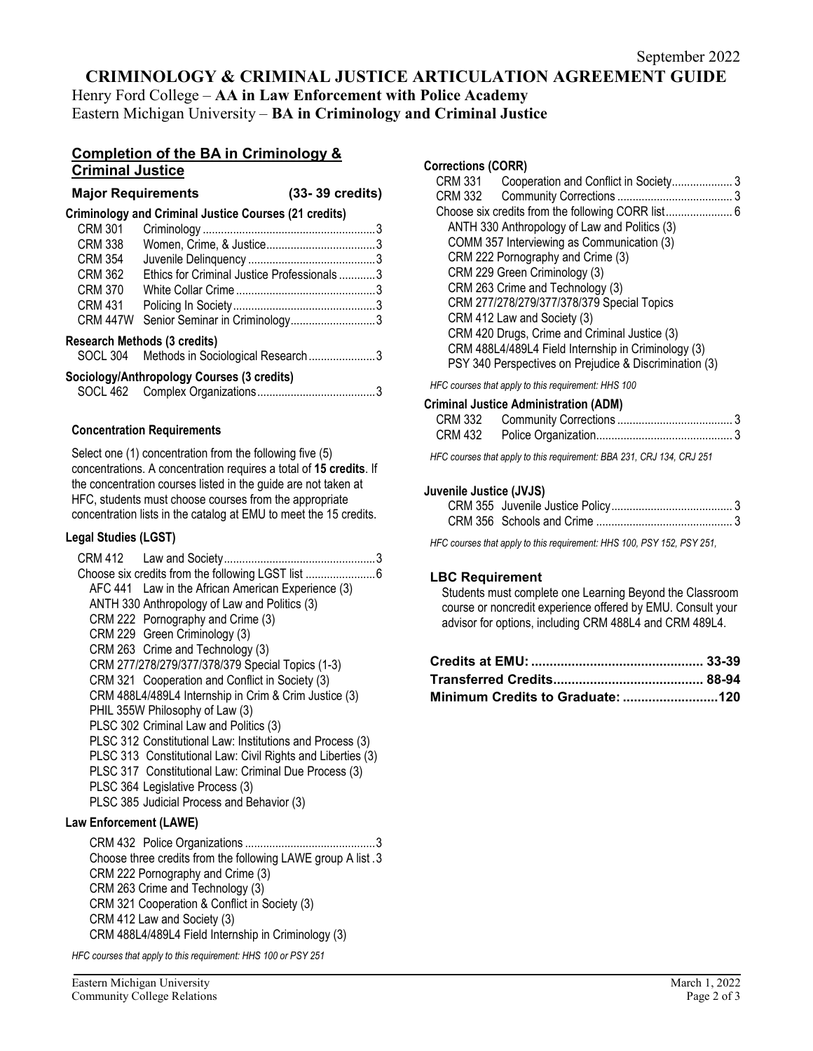September 2022

# CRIMINOLOGY & CRIMINAL JUSTICE ARTICULATION AGREEMENT GUIDE

Henry Ford College – **AA in Law Enforcement with Police Academy**
Eastern Michigan University – **BA in Criminology and Criminal Justice**

## Completion of the BA in Criminology & Criminal Justice

### Major Requirements (33- 39 credits)

**Criminology and Criminal Justice Courses (21 credits)**

| | | |
|---|---|---|
| CRM 301 | Criminology | 3 |
| CRM 338 | Women, Crime, & Justice | 3 |
| CRM 354 | Juvenile Delinquency | 3 |
| CRM 362 | Ethics for Criminal Justice Professionals | 3 |
| CRM 370 | White Collar Crime | 3 |
| CRM 431 | Policing In Society | 3 |
| CRM 447W | Senior Seminar in Criminology | 3 |

**Research Methods (3 credits)**

| | | |
|---|---|---|
| SOCL 304 | Methods in Sociological Research | 3 |

**Sociology/Anthropology Courses (3 credits)**

| | | |
|---|---|---|
| SOCL 462 | Complex Organizations | 3 |

### Concentration Requirements

Select one (1) concentration from the following five (5) concentrations. A concentration requires a total of **15 credits**. If the concentration courses listed in the guide are not taken at HFC, students must choose courses from the appropriate concentration lists in the catalog at EMU to meet the 15 credits.

**Legal Studies (LGST)**

CRM 412 Law and Society ........ 3
Choose six credits from the following LGST list ........ 6

- AFC 441 Law in the African American Experience (3)
- ANTH 330 Anthropology of Law and Politics (3)
- CRM 222 Pornography and Crime (3)
- CRM 229 Green Criminology (3)
- CRM 263 Crime and Technology (3)
- CRM 277/278/279/377/378/379 Special Topics (1-3)
- CRM 321 Cooperation and Conflict in Society (3)
- CRM 488L4/489L4 Internship in Crim & Crim Justice (3)
- PHIL 355W Philosophy of Law (3)
- PLSC 302 Criminal Law and Politics (3)
- PLSC 312 Constitutional Law: Institutions and Process (3)
- PLSC 313 Constitutional Law: Civil Rights and Liberties (3)
- PLSC 317 Constitutional Law: Criminal Due Process (3)
- PLSC 364 Legislative Process (3)
- PLSC 385 Judicial Process and Behavior (3)

**Law Enforcement (LAWE)**

CRM 432 Police Organizations ........ 3
Choose three credits from the following LAWE group A list . 3

- CRM 222 Pornography and Crime (3)
- CRM 263 Crime and Technology (3)
- CRM 321 Cooperation & Conflict in Society (3)
- CRM 412 Law and Society (3)
- CRM 488L4/489L4 Field Internship in Criminology (3)

*HFC courses that apply to this requirement: HHS 100 or PSY 251*

**Corrections (CORR)**

| | | |
|---|---|---|
| CRM 331 | Cooperation and Conflict in Society | 3 |
| CRM 332 | Community Corrections | 3 |

Choose six credits from the following CORR list ........ 6

- ANTH 330 Anthropology of Law and Politics (3)
- COMM 357 Interviewing as Communication (3)
- CRM 222 Pornography and Crime (3)
- CRM 229 Green Criminology (3)
- CRM 263 Crime and Technology (3)
- CRM 277/278/279/377/378/379 Special Topics
- CRM 412 Law and Society (3)
- CRM 420 Drugs, Crime and Criminal Justice (3)
- CRM 488L4/489L4 Field Internship in Criminology (3)
- PSY 340 Perspectives on Prejudice & Discrimination (3)

*HFC courses that apply to this requirement: HHS 100*

**Criminal Justice Administration (ADM)**

| | | |
|---|---|---|
| CRM 332 | Community Corrections | 3 |
| CRM 432 | Police Organization | 3 |

*HFC courses that apply to this requirement: BBA 231, CRJ 134, CRJ 251*

**Juvenile Justice (JVJS)**

| | | |
|---|---|---|
| CRM 355 | Juvenile Justice Policy | 3 |
| CRM 356 | Schools and Crime | 3 |

*HFC courses that apply to this requirement: HHS 100, PSY 152, PSY 251,*

### LBC Requirement

Students must complete one Learning Beyond the Classroom course or noncredit experience offered by EMU. Consult your advisor for options, including CRM 488L4 and CRM 489L4.

| | |
|---|---|
| **Credits at EMU:** | **33-39** |
| **Transferred Credits** | **88-94** |
| **Minimum Credits to Graduate:** | **120** |

Eastern Michigan University
Community College Relations

March 1, 2022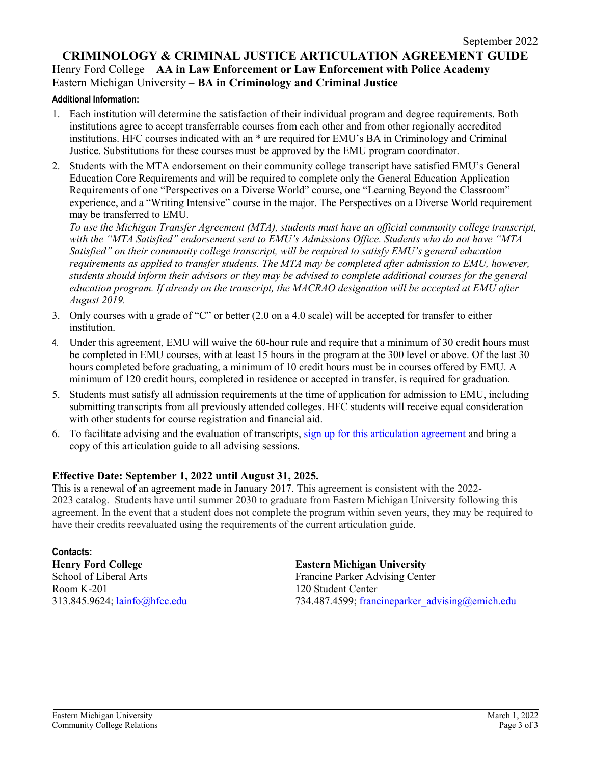September 2022

# CRIMINOLOGY & CRIMINAL JUSTICE ARTICULATION AGREEMENT GUIDE

Henry Ford College – **AA in Law Enforcement or Law Enforcement with Police Academy**
Eastern Michigan University – **BA in Criminology and Criminal Justice**

**Additional Information:**

1. Each institution will determine the satisfaction of their individual program and degree requirements. Both institutions agree to accept transferrable courses from each other and from other regionally accredited institutions. HFC courses indicated with an * are required for EMU's BA in Criminology and Criminal Justice. Substitutions for these courses must be approved by the EMU program coordinator.
2. Students with the MTA endorsement on their community college transcript have satisfied EMU's General Education Core Requirements and will be required to complete only the General Education Application Requirements of one "Perspectives on a Diverse World" course, one "Learning Beyond the Classroom" experience, and a "Writing Intensive" course in the major. The Perspectives on a Diverse World requirement may be transferred to EMU.
   *To use the Michigan Transfer Agreement (MTA), students must have an official community college transcript, with the "MTA Satisfied" endorsement sent to EMU's Admissions Office. Students who do not have "MTA Satisfied" on their community college transcript, will be required to satisfy EMU's general education requirements as applied to transfer students. The MTA may be completed after admission to EMU, however, students should inform their advisors or they may be advised to complete additional courses for the general education program. If already on the transcript, the MACRAO designation will be accepted at EMU after August 2019.*
3. Only courses with a grade of "C" or better (2.0 on a 4.0 scale) will be accepted for transfer to either institution.
4. Under this agreement, EMU will waive the 60-hour rule and require that a minimum of 30 credit hours must be completed in EMU courses, with at least 15 hours in the program at the 300 level or above. Of the last 30 hours completed before graduating, a minimum of 10 credit hours must be in courses offered by EMU. A minimum of 120 credit hours, completed in residence or accepted in transfer, is required for graduation.
5. Students must satisfy all admission requirements at the time of application for admission to EMU, including submitting transcripts from all previously attended colleges. HFC students will receive equal consideration with other students for course registration and financial aid.
6. To facilitate advising and the evaluation of transcripts, sign up for this articulation agreement and bring a copy of this articulation guide to all advising sessions.

**Effective Date: September 1, 2022 until August 31, 2025.**

This is a renewal of an agreement made in January 2017. This agreement is consistent with the 2022-2023 catalog. Students have until summer 2030 to graduate from Eastern Michigan University following this agreement. In the event that a student does not complete the program within seven years, they may be required to have their credits reevaluated using the requirements of the current articulation guide.

**Contacts:**

**Henry Ford College**
School of Liberal Arts
Room K-201
313.845.9624; lainfo@hfcc.edu

**Eastern Michigan University**
Francine Parker Advising Center
120 Student Center
734.487.4599; francineparker_advising@emich.edu

Eastern Michigan University
Community College Relations

March 1, 2022